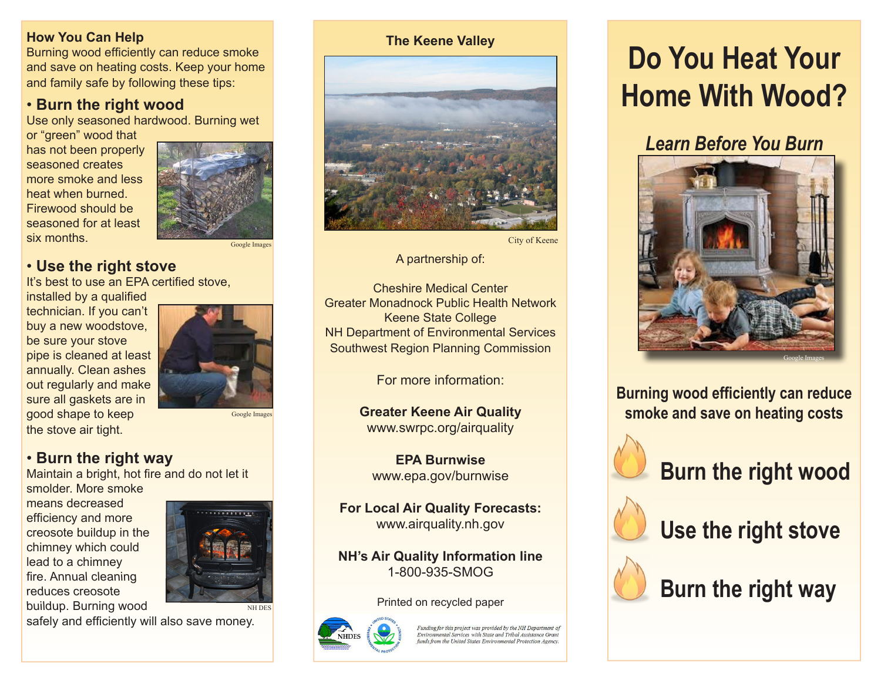## How You Can Help

Burning wood efficiently can reduce smoke and save on heating costs. Keep your home and family safe by following these tips:

### • Burn the right wood

Use only seasoned hardwood. Burning wet or "green" wood that has not been properly seasoned creates more smoke and less heat when burned. Firewood should be seasoned for at least six months.

Google Images

### • Use the right stove

It's best to use an EPA certified stove, installed by a qualified technician. If you can't buy a new woodstove, be sure your stove pipe is cleaned at least annually. Clean ashes out regularly and make sure all gaskets are in good shape to keep the stove air tight.

Google Images

### • Burn the right way

Maintain a bright, hot fire and do not let it smolder. More smoke means decreased efficiency and more creosote buildup in the chimney which could lead to a chimney fire. Annual cleaning reduces creosote buildup. Burning wood safely and efficiently will also save money.

NH DES

## The Keene Valley

City of Keene

A partnership of:

Cheshire Medical Center
Greater Monadnock Public Health Network
Keene State College
NH Department of Environmental Services
Southwest Region Planning Commission

For more information:

**Greater Keene Air Quality**
www.swrpc.org/airquality

**EPA Burnwise**
www.epa.gov/burnwise

**For Local Air Quality Forecasts:**
www.airquality.nh.gov

**NH's Air Quality Information line**
1-800-935-SMOG

Printed on recycled paper

NHDES

*Funding for this project was provided by the NH Department of Environmental Services with State and Tribal Assistance Grant funds from the United States Environmental Protection Agency.*

# Do You Heat Your Home With Wood?

*Learn Before You Burn*

Google Images

**Burning wood efficiently can reduce smoke and save on heating costs**

- **Burn the right wood**
- **Use the right stove**
- **Burn the right way**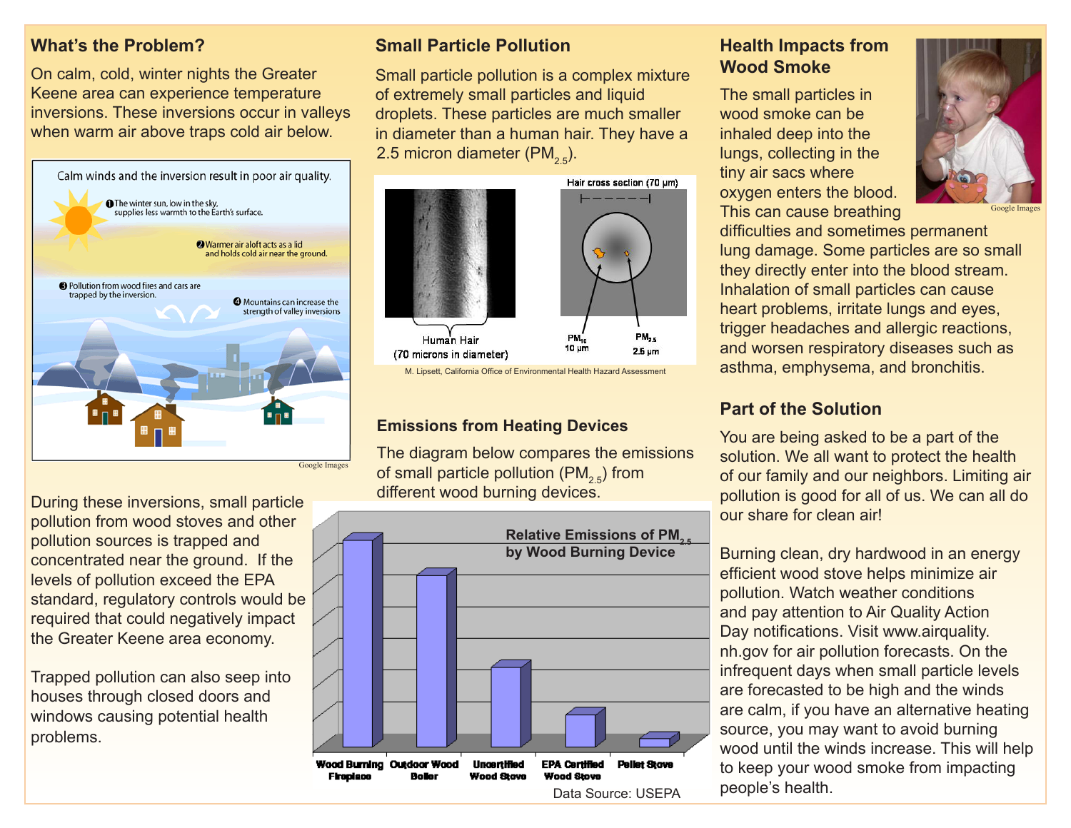## What's the Problem?

On calm, cold, winter nights the Greater Keene area can experience temperature inversions. These inversions occur in valleys when warm air above traps cold air below.

Calm winds and the inversion result in poor air quality.

1. The winter sun, low in the sky, supplies less warmth to the Earth's surface.
2. Warmer air aloft acts as a lid and holds cold air near the ground.
3. Pollution from wood fires and cars are trapped by the inversion.
4. Mountains can increase the strength of valley inversions

Google Images

During these inversions, small particle pollution from wood stoves and other pollution sources is trapped and concentrated near the ground. If the levels of pollution exceed the EPA standard, regulatory controls would be required that could negatively impact the Greater Keene area economy.

Trapped pollution can also seep into houses through closed doors and windows causing potential health problems.

## Small Particle Pollution

Small particle pollution is a complex mixture of extremely small particles and liquid droplets. These particles are much smaller in diameter than a human hair. They have a 2.5 micron diameter ($PM_{2.5}$).

Hair cross section (70 μm)

Human Hair (70 microns in diameter)

$PM_{10}$ 10 μm

$PM_{2.5}$ 2.5 μm

M. Lipsett, California Office of Environmental Health Hazard Assessment

## Emissions from Heating Devices

The diagram below compares the emissions of small particle pollution ($PM_{2.5}$) from different wood burning devices.

Relative Emissions of $PM_{2.5}$ by Wood Burning Device

Wood Burning Fireplace

Outdoor Wood Boiler

Uncertified Wood Stove

EPA Certified Wood Stove

Pellet Stove

Data Source: USEPA

## Health Impacts from Wood Smoke

Google Images

The small particles in wood smoke can be inhaled deep into the lungs, collecting in the tiny air sacs where oxygen enters the blood. This can cause breathing difficulties and sometimes permanent lung damage. Some particles are so small they directly enter into the blood stream. Inhalation of small particles can cause heart problems, irritate lungs and eyes, trigger headaches and allergic reactions, and worsen respiratory diseases such as asthma, emphysema, and bronchitis.

## Part of the Solution

You are being asked to be a part of the solution. We all want to protect the health of our family and our neighbors. Limiting air pollution is good for all of us. We can all do our share for clean air!

Burning clean, dry hardwood in an energy efficient wood stove helps minimize air pollution. Watch weather conditions and pay attention to Air Quality Action Day notifications. Visit www.airquality.nh.gov for air pollution forecasts. On the infrequent days when small particle levels are forecasted to be high and the winds are calm, if you have an alternative heating source, you may want to avoid burning wood until the winds increase. This will help to keep your wood smoke from impacting people's health.